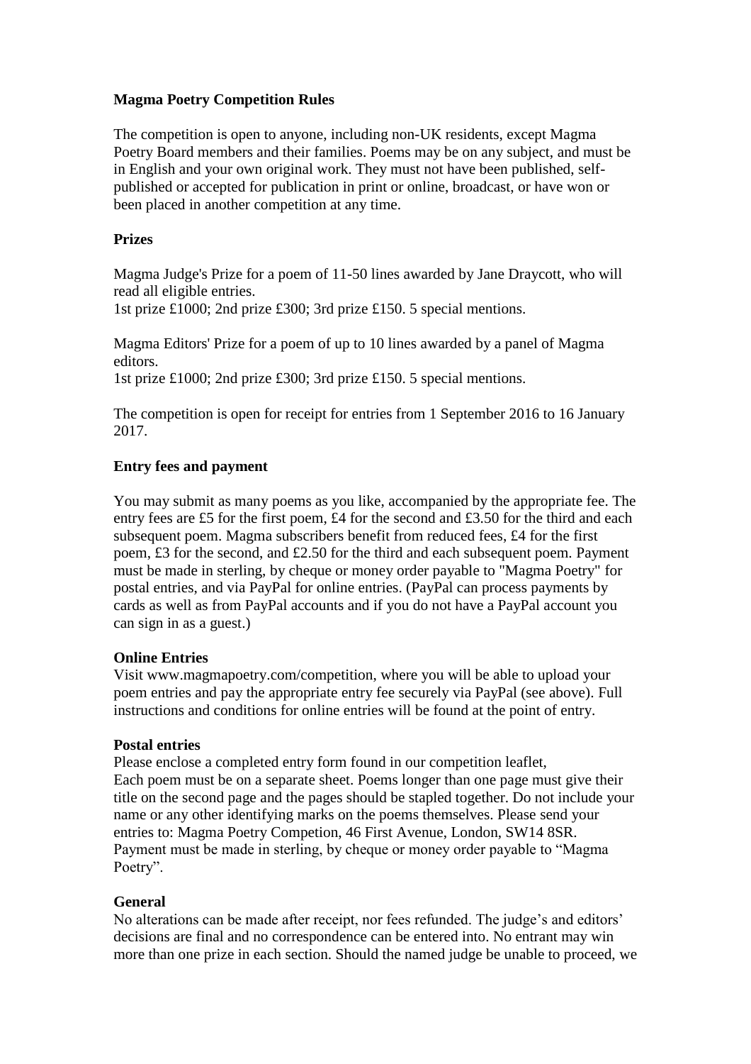# Magma Poetry Competition Rules

The competition is open to anyone, including non-UK residents, except Magma Poetry Board members and their families. Poems may be on any subject, and must be in English and your own original work. They must not have been published, self-published or accepted for publication in print or online, broadcast, or have won or been placed in another competition at any time.

## Prizes

Magma Judge's Prize for a poem of 11-50 lines awarded by Jane Draycott, who will read all eligible entries.
1st prize £1000; 2nd prize £300; 3rd prize £150. 5 special mentions.

Magma Editors' Prize for a poem of up to 10 lines awarded by a panel of Magma editors.
1st prize £1000; 2nd prize £300; 3rd prize £150. 5 special mentions.

The competition is open for receipt for entries from 1 September 2016 to 16 January 2017.

## Entry fees and payment

You may submit as many poems as you like, accompanied by the appropriate fee. The entry fees are £5 for the first poem, £4 for the second and £3.50 for the third and each subsequent poem. Magma subscribers benefit from reduced fees, £4 for the first poem, £3 for the second, and £2.50 for the third and each subsequent poem. Payment must be made in sterling, by cheque or money order payable to "Magma Poetry" for postal entries, and via PayPal for online entries. (PayPal can process payments by cards as well as from PayPal accounts and if you do not have a PayPal account you can sign in as a guest.)

## Online Entries

Visit www.magmapoetry.com/competition, where you will be able to upload your poem entries and pay the appropriate entry fee securely via PayPal (see above). Full instructions and conditions for online entries will be found at the point of entry.

## Postal entries

Please enclose a completed entry form found in our competition leaflet,
Each poem must be on a separate sheet. Poems longer than one page must give their title on the second page and the pages should be stapled together. Do not include your name or any other identifying marks on the poems themselves. Please send your entries to: Magma Poetry Competion, 46 First Avenue, London, SW14 8SR.
Payment must be made in sterling, by cheque or money order payable to "Magma Poetry".

## General

No alterations can be made after receipt, nor fees refunded. The judge's and editors' decisions are final and no correspondence can be entered into. No entrant may win more than one prize in each section. Should the named judge be unable to proceed, we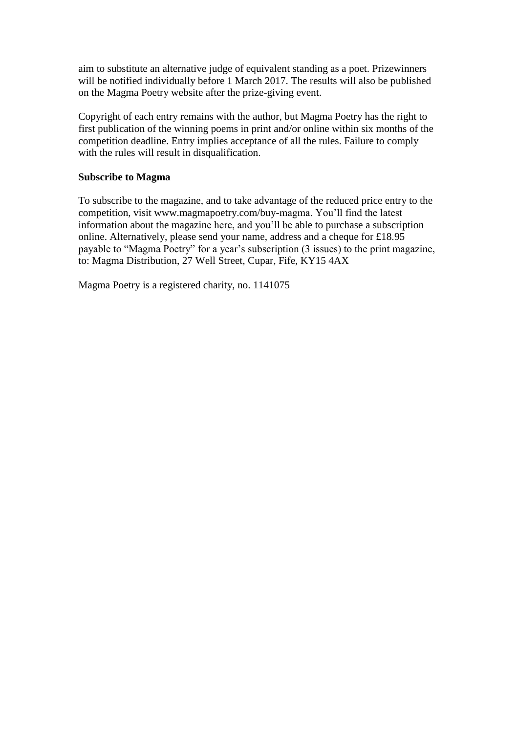aim to substitute an alternative judge of equivalent standing as a poet. Prizewinners will be notified individually before 1 March 2017. The results will also be published on the Magma Poetry website after the prize-giving event.

Copyright of each entry remains with the author, but Magma Poetry has the right to first publication of the winning poems in print and/or online within six months of the competition deadline. Entry implies acceptance of all the rules. Failure to comply with the rules will result in disqualification.

**Subscribe to Magma**

To subscribe to the magazine, and to take advantage of the reduced price entry to the competition, visit www.magmapoetry.com/buy-magma. You'll find the latest information about the magazine here, and you'll be able to purchase a subscription online. Alternatively, please send your name, address and a cheque for £18.95 payable to "Magma Poetry" for a year's subscription (3 issues) to the print magazine, to: Magma Distribution, 27 Well Street, Cupar, Fife, KY15 4AX

Magma Poetry is a registered charity, no. 1141075